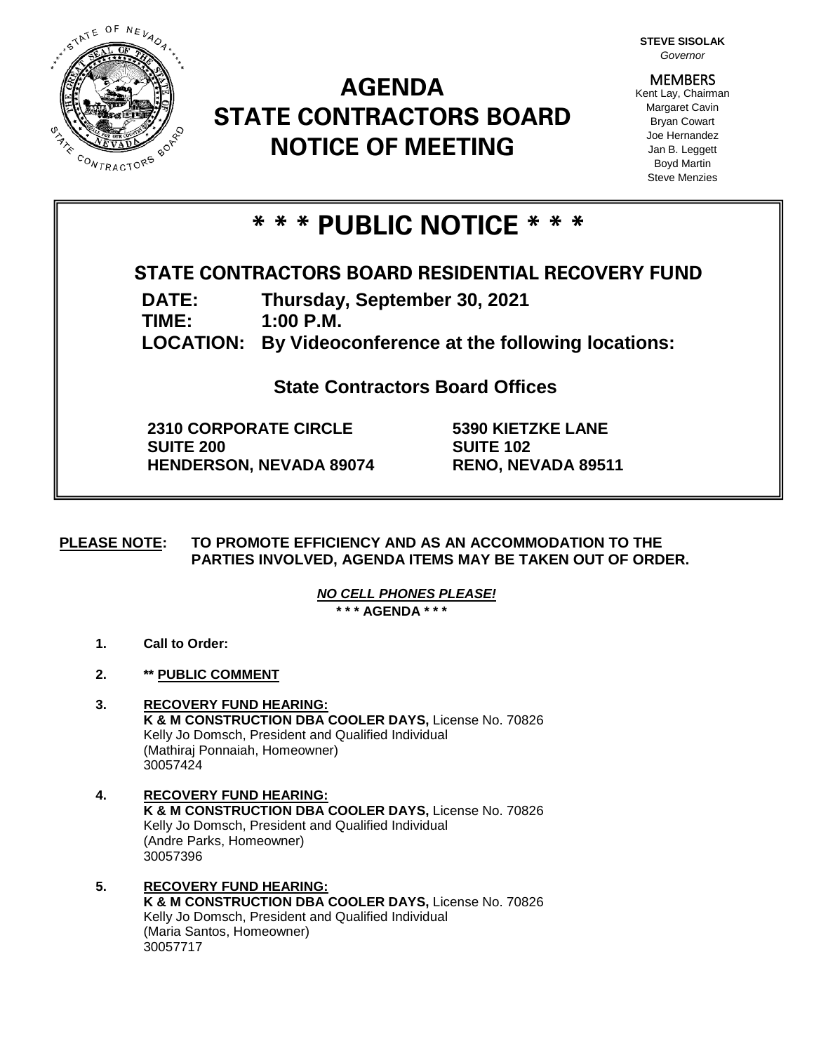STEVE SISOLAK
*Governor*

MEMBERS
Kent Lay, Chairman
Margaret Cavin
Bryan Cowart
Joe Hernandez
Jan B. Leggett
Boyd Martin
Steve Menzies

# AGENDA
# STATE CONTRACTORS BOARD
# NOTICE OF MEETING

# * * * PUBLIC NOTICE * * *

## STATE CONTRACTORS BOARD RESIDENTIAL RECOVERY FUND

**DATE:** Thursday, September 30, 2021
**TIME:** 1:00 P.M.
**LOCATION:** By Videoconference at the following locations:

**State Contractors Board Offices**

**2310 CORPORATE CIRCLE**
**SUITE 200**
**HENDERSON, NEVADA 89074**

**5390 KIETZKE LANE**
**SUITE 102**
**RENO, NEVADA 89511**

**PLEASE NOTE: TO PROMOTE EFFICIENCY AND AS AN ACCOMMODATION TO THE PARTIES INVOLVED, AGENDA ITEMS MAY BE TAKEN OUT OF ORDER.**

***NO CELL PHONES PLEASE!***

**\* \* \* AGENDA \* \* \***

1. **Call to Order:**

2. **\*\* PUBLIC COMMENT**

3. **RECOVERY FUND HEARING:**
   **K & M CONSTRUCTION DBA COOLER DAYS,** License No. 70826
   Kelly Jo Domsch, President and Qualified Individual
   (Mathiraj Ponnaiah, Homeowner)
   30057424

4. **RECOVERY FUND HEARING:**
   **K & M CONSTRUCTION DBA COOLER DAYS,** License No. 70826
   Kelly Jo Domsch, President and Qualified Individual
   (Andre Parks, Homeowner)
   30057396

5. **RECOVERY FUND HEARING:**
   **K & M CONSTRUCTION DBA COOLER DAYS,** License No. 70826
   Kelly Jo Domsch, President and Qualified Individual
   (Maria Santos, Homeowner)
   30057717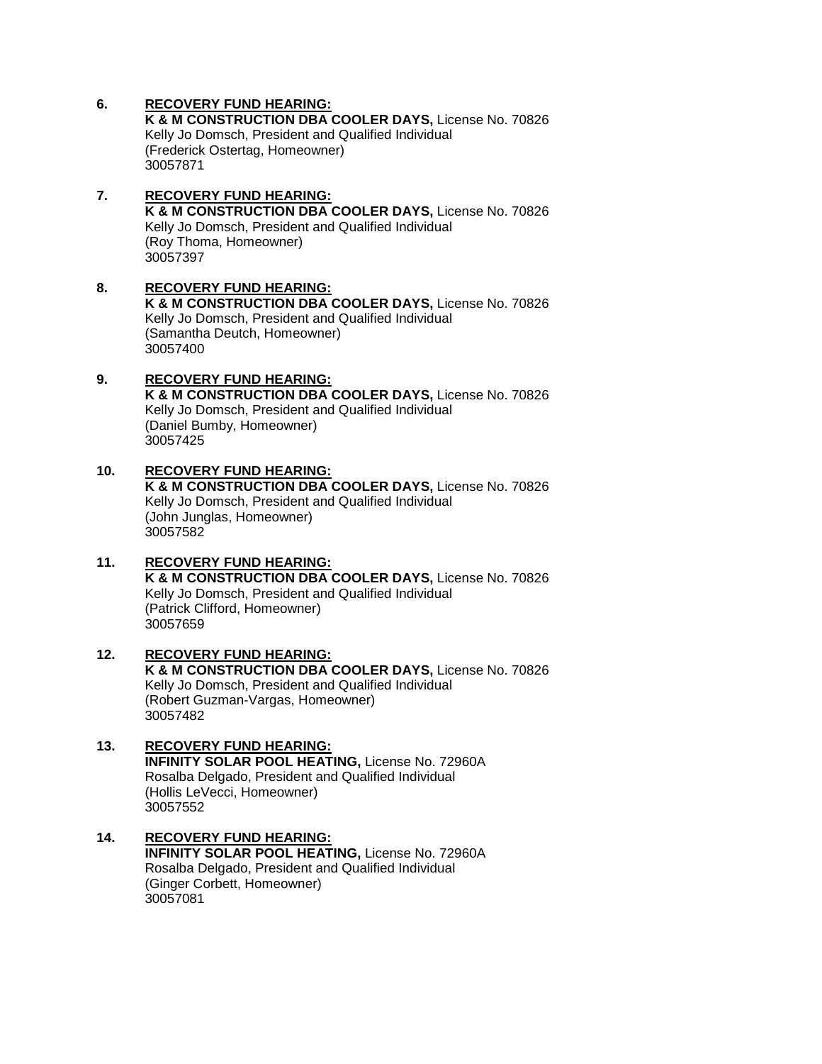6. **<u>RECOVERY FUND HEARING:</u>**
   **K & M CONSTRUCTION DBA COOLER DAYS,** License No. 70826
   Kelly Jo Domsch, President and Qualified Individual
   (Frederick Ostertag, Homeowner)
   30057871

7. **<u>RECOVERY FUND HEARING:</u>**
   **K & M CONSTRUCTION DBA COOLER DAYS,** License No. 70826
   Kelly Jo Domsch, President and Qualified Individual
   (Roy Thoma, Homeowner)
   30057397

8. **<u>RECOVERY FUND HEARING:</u>**
   **K & M CONSTRUCTION DBA COOLER DAYS,** License No. 70826
   Kelly Jo Domsch, President and Qualified Individual
   (Samantha Deutch, Homeowner)
   30057400

9. **<u>RECOVERY FUND HEARING:</u>**
   **K & M CONSTRUCTION DBA COOLER DAYS,** License No. 70826
   Kelly Jo Domsch, President and Qualified Individual
   (Daniel Bumby, Homeowner)
   30057425

10. **<u>RECOVERY FUND HEARING:</u>**
    **K & M CONSTRUCTION DBA COOLER DAYS,** License No. 70826
    Kelly Jo Domsch, President and Qualified Individual
    (John Junglas, Homeowner)
    30057582

11. **<u>RECOVERY FUND HEARING:</u>**
    **K & M CONSTRUCTION DBA COOLER DAYS,** License No. 70826
    Kelly Jo Domsch, President and Qualified Individual
    (Patrick Clifford, Homeowner)
    30057659

12. **<u>RECOVERY FUND HEARING:</u>**
    **K & M CONSTRUCTION DBA COOLER DAYS,** License No. 70826
    Kelly Jo Domsch, President and Qualified Individual
    (Robert Guzman-Vargas, Homeowner)
    30057482

13. **<u>RECOVERY FUND HEARING:</u>**
    **INFINITY SOLAR POOL HEATING,** License No. 72960A
    Rosalba Delgado, President and Qualified Individual
    (Hollis LeVecci, Homeowner)
    30057552

14. **<u>RECOVERY FUND HEARING:</u>**
    **INFINITY SOLAR POOL HEATING,** License No. 72960A
    Rosalba Delgado, President and Qualified Individual
    (Ginger Corbett, Homeowner)
    30057081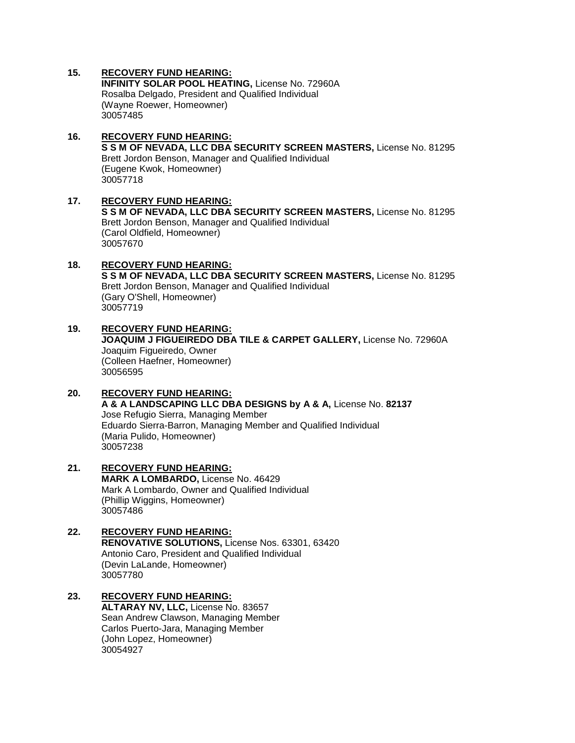15. **RECOVERY FUND HEARING:**
    **INFINITY SOLAR POOL HEATING,** License No. 72960A
    Rosalba Delgado, President and Qualified Individual
    (Wayne Roewer, Homeowner)
    30057485

16. **RECOVERY FUND HEARING:**
    **S S M OF NEVADA, LLC DBA SECURITY SCREEN MASTERS,** License No. 81295
    Brett Jordon Benson, Manager and Qualified Individual
    (Eugene Kwok, Homeowner)
    30057718

17. **RECOVERY FUND HEARING:**
    **S S M OF NEVADA, LLC DBA SECURITY SCREEN MASTERS,** License No. 81295
    Brett Jordon Benson, Manager and Qualified Individual
    (Carol Oldfield, Homeowner)
    30057670

18. **RECOVERY FUND HEARING:**
    **S S M OF NEVADA, LLC DBA SECURITY SCREEN MASTERS,** License No. 81295
    Brett Jordon Benson, Manager and Qualified Individual
    (Gary O'Shell, Homeowner)
    30057719

19. **RECOVERY FUND HEARING:**
    **JOAQUIM J FIGUEIREDO DBA TILE & CARPET GALLERY,** License No. 72960A
    Joaquim Figueiredo, Owner
    (Colleen Haefner, Homeowner)
    30056595

20. **RECOVERY FUND HEARING:**
    **A & A LANDSCAPING LLC DBA DESIGNS by A & A,** License No. **82137**
    Jose Refugio Sierra, Managing Member
    Eduardo Sierra-Barron, Managing Member and Qualified Individual
    (Maria Pulido, Homeowner)
    30057238

21. **RECOVERY FUND HEARING:**
    **MARK A LOMBARDO,** License No. 46429
    Mark A Lombardo, Owner and Qualified Individual
    (Phillip Wiggins, Homeowner)
    30057486

22. **RECOVERY FUND HEARING:**
    **RENOVATIVE SOLUTIONS,** License Nos. 63301, 63420
    Antonio Caro, President and Qualified Individual
    (Devin LaLande, Homeowner)
    30057780

23. **RECOVERY FUND HEARING:**
    **ALTARAY NV, LLC,** License No. 83657
    Sean Andrew Clawson, Managing Member
    Carlos Puerto-Jara, Managing Member
    (John Lopez, Homeowner)
    30054927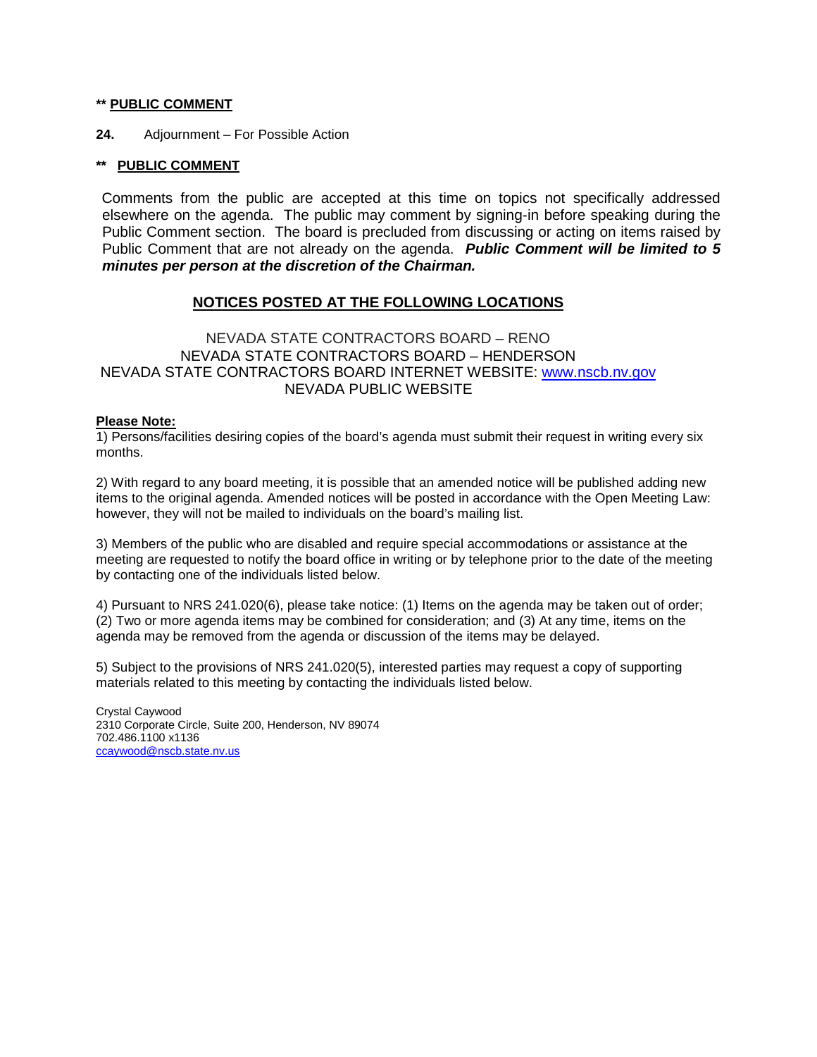**\*\* PUBLIC COMMENT**

**24.** Adjournment – For Possible Action

**\*\* PUBLIC COMMENT**

Comments from the public are accepted at this time on topics not specifically addressed elsewhere on the agenda. The public may comment by signing-in before speaking during the Public Comment section. The board is precluded from discussing or acting on items raised by Public Comment that are not already on the agenda. ***Public Comment will be limited to 5 minutes per person at the discretion of the Chairman.***

## NOTICES POSTED AT THE FOLLOWING LOCATIONS

NEVADA STATE CONTRACTORS BOARD – RENO
NEVADA STATE CONTRACTORS BOARD – HENDERSON
NEVADA STATE CONTRACTORS BOARD INTERNET WEBSITE: www.nscb.nv.gov
NEVADA PUBLIC WEBSITE

**Please Note:**

1) Persons/facilities desiring copies of the board's agenda must submit their request in writing every six months.

2) With regard to any board meeting, it is possible that an amended notice will be published adding new items to the original agenda. Amended notices will be posted in accordance with the Open Meeting Law: however, they will not be mailed to individuals on the board's mailing list.

3) Members of the public who are disabled and require special accommodations or assistance at the meeting are requested to notify the board office in writing or by telephone prior to the date of the meeting by contacting one of the individuals listed below.

4) Pursuant to NRS 241.020(6), please take notice: (1) Items on the agenda may be taken out of order; (2) Two or more agenda items may be combined for consideration; and (3) At any time, items on the agenda may be removed from the agenda or discussion of the items may be delayed.

5) Subject to the provisions of NRS 241.020(5), interested parties may request a copy of supporting materials related to this meeting by contacting the individuals listed below.

Crystal Caywood
2310 Corporate Circle, Suite 200, Henderson, NV 89074
702.486.1100 x1136
ccaywood@nscb.state.nv.us